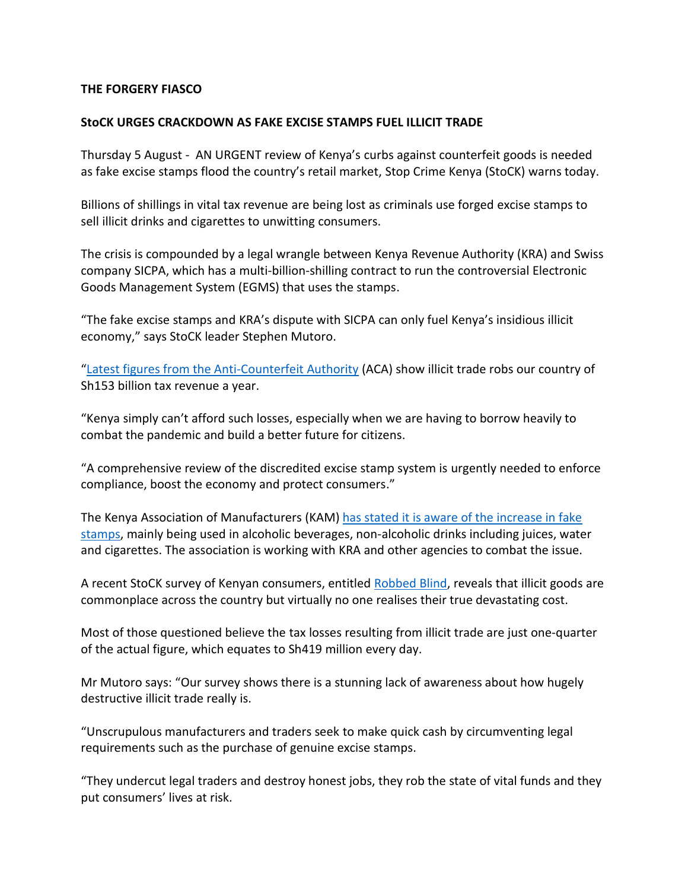**THE FORGERY FIASCO**

**StoCK URGES CRACKDOWN AS FAKE EXCISE STAMPS FUEL ILLICIT TRADE**

Thursday 5 August - AN URGENT review of Kenya's curbs against counterfeit goods is needed as fake excise stamps flood the country's retail market, Stop Crime Kenya (StoCK) warns today.

Billions of shillings in vital tax revenue are being lost as criminals use forged excise stamps to sell illicit drinks and cigarettes to unwitting consumers.

The crisis is compounded by a legal wrangle between Kenya Revenue Authority (KRA) and Swiss company SICPA, which has a multi-billion-shilling contract to run the controversial Electronic Goods Management System (EGMS) that uses the stamps.

"The fake excise stamps and KRA's dispute with SICPA can only fuel Kenya's insidious illicit economy," says StoCK leader Stephen Mutoro.

"Latest figures from the Anti-Counterfeit Authority (ACA) show illicit trade robs our country of Sh153 billion tax revenue a year.

"Kenya simply can't afford such losses, especially when we are having to borrow heavily to combat the pandemic and build a better future for citizens.

"A comprehensive review of the discredited excise stamp system is urgently needed to enforce compliance, boost the economy and protect consumers."

The Kenya Association of Manufacturers (KAM) has stated it is aware of the increase in fake stamps, mainly being used in alcoholic beverages, non-alcoholic drinks including juices, water and cigarettes. The association is working with KRA and other agencies to combat the issue.

A recent StoCK survey of Kenyan consumers, entitled Robbed Blind, reveals that illicit goods are commonplace across the country but virtually no one realises their true devastating cost.

Most of those questioned believe the tax losses resulting from illicit trade are just one-quarter of the actual figure, which equates to Sh419 million every day.

Mr Mutoro says: "Our survey shows there is a stunning lack of awareness about how hugely destructive illicit trade really is.

"Unscrupulous manufacturers and traders seek to make quick cash by circumventing legal requirements such as the purchase of genuine excise stamps.

"They undercut legal traders and destroy honest jobs, they rob the state of vital funds and they put consumers' lives at risk.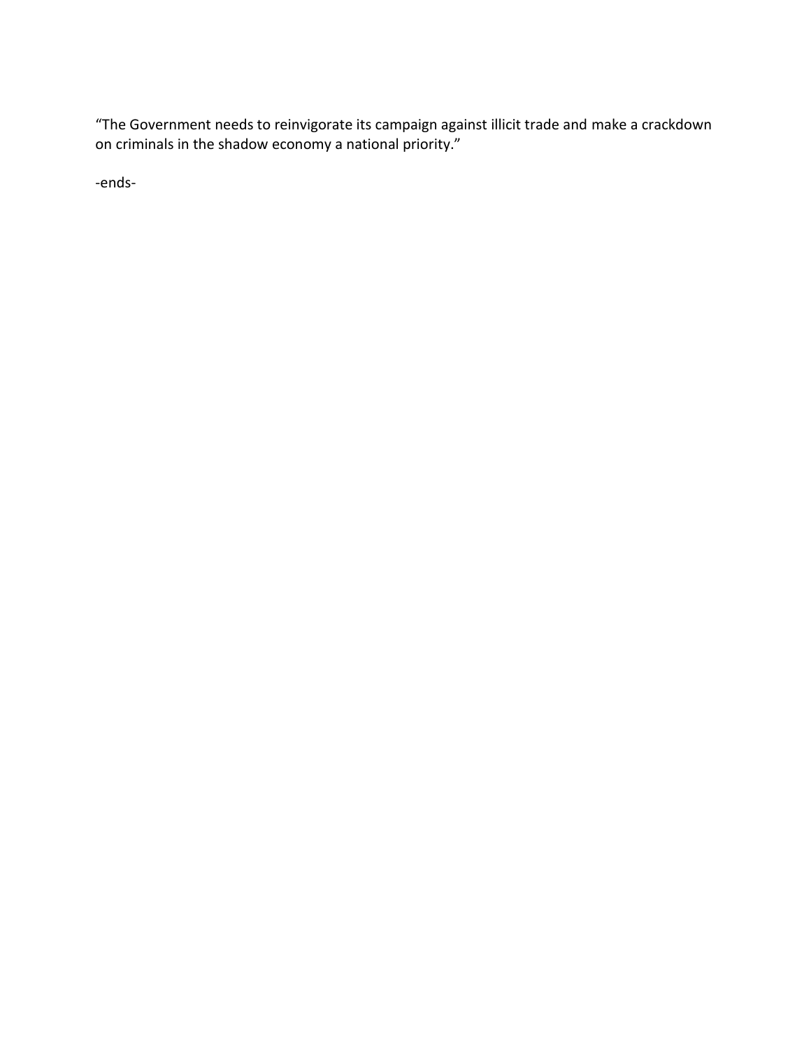"The Government needs to reinvigorate its campaign against illicit trade and make a crackdown on criminals in the shadow economy a national priority."

-ends-